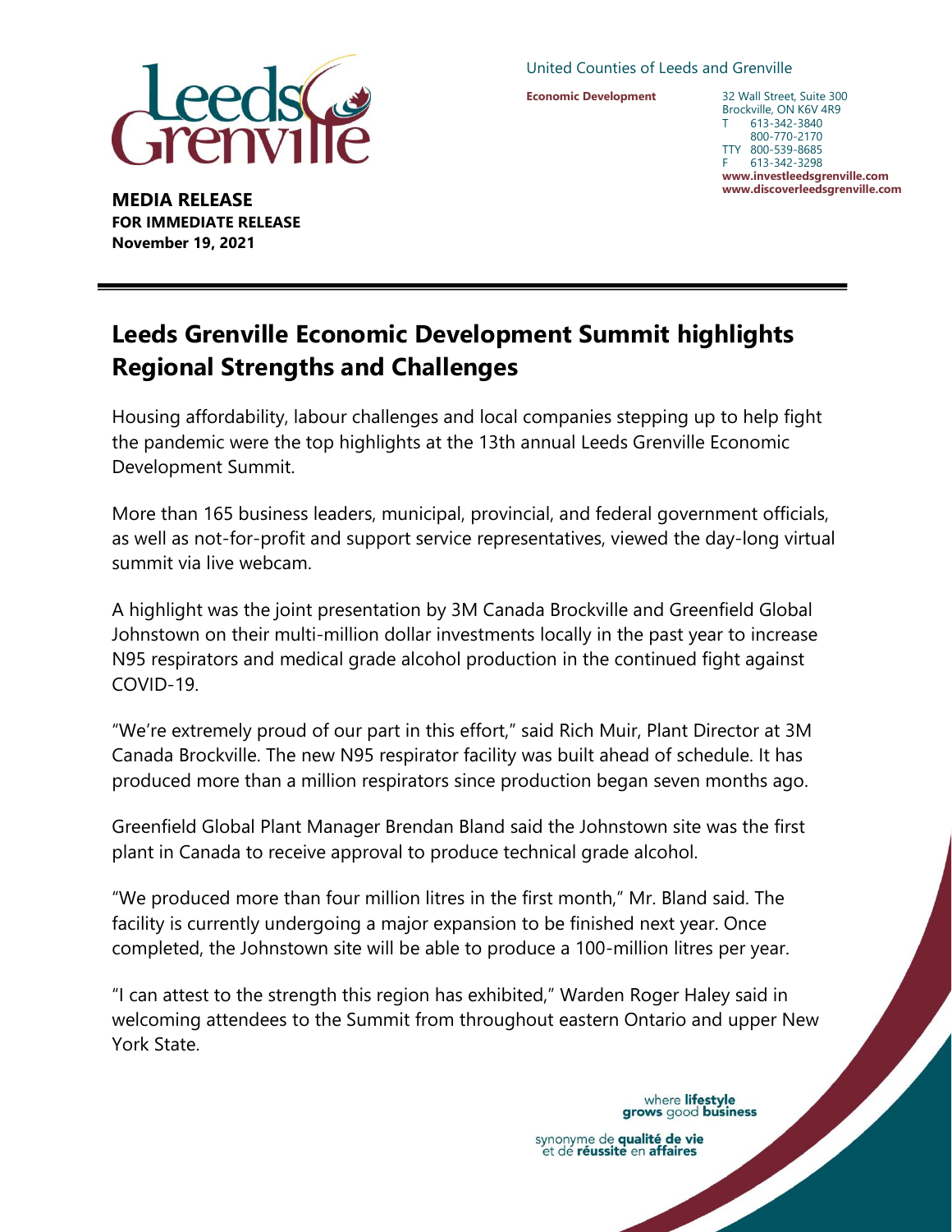United Counties of Leeds and Grenville

**Economic Development**

32 Wall Street, Suite 300
Brockville, ON K6V 4R9
T 613-342-3840
800-770-2170
TTY 800-539-8685
F 613-342-3298
**www.investleedsgrenville.com**
**www.discoverleedsgrenville.com**

**MEDIA RELEASE**
**FOR IMMEDIATE RELEASE**
**November 19, 2021**

# Leeds Grenville Economic Development Summit highlights Regional Strengths and Challenges

Housing affordability, labour challenges and local companies stepping up to help fight the pandemic were the top highlights at the 13th annual Leeds Grenville Economic Development Summit.

More than 165 business leaders, municipal, provincial, and federal government officials, as well as not-for-profit and support service representatives, viewed the day-long virtual summit via live webcam.

A highlight was the joint presentation by 3M Canada Brockville and Greenfield Global Johnstown on their multi-million dollar investments locally in the past year to increase N95 respirators and medical grade alcohol production in the continued fight against COVID-19.

"We're extremely proud of our part in this effort," said Rich Muir, Plant Director at 3M Canada Brockville. The new N95 respirator facility was built ahead of schedule. It has produced more than a million respirators since production began seven months ago.

Greenfield Global Plant Manager Brendan Bland said the Johnstown site was the first plant in Canada to receive approval to produce technical grade alcohol.

"We produced more than four million litres in the first month," Mr. Bland said. The facility is currently undergoing a major expansion to be finished next year. Once completed, the Johnstown site will be able to produce a 100-million litres per year.

"I can attest to the strength this region has exhibited," Warden Roger Haley said in welcoming attendees to the Summit from throughout eastern Ontario and upper New York State.

where **lifestyle grows** good **business**

synonyme de **qualité de vie** et de **réussite** en **affaires**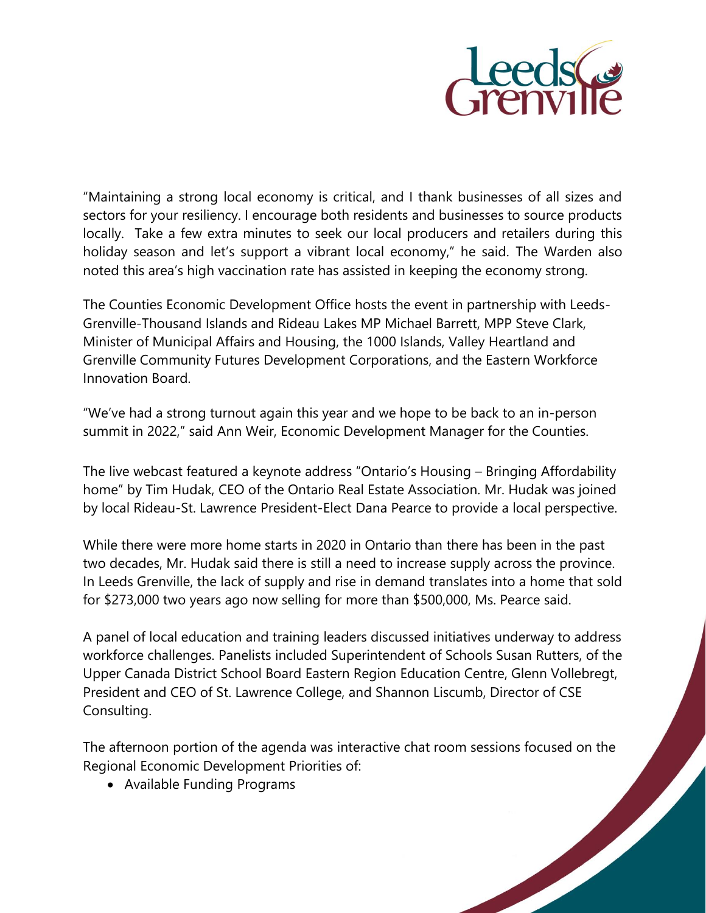"Maintaining a strong local economy is critical, and I thank businesses of all sizes and sectors for your resiliency. I encourage both residents and businesses to source products locally. Take a few extra minutes to seek our local producers and retailers during this holiday season and let's support a vibrant local economy," he said. The Warden also noted this area's high vaccination rate has assisted in keeping the economy strong.

The Counties Economic Development Office hosts the event in partnership with Leeds-Grenville-Thousand Islands and Rideau Lakes MP Michael Barrett, MPP Steve Clark, Minister of Municipal Affairs and Housing, the 1000 Islands, Valley Heartland and Grenville Community Futures Development Corporations, and the Eastern Workforce Innovation Board.

"We've had a strong turnout again this year and we hope to be back to an in-person summit in 2022," said Ann Weir, Economic Development Manager for the Counties.

The live webcast featured a keynote address "Ontario's Housing – Bringing Affordability home" by Tim Hudak, CEO of the Ontario Real Estate Association. Mr. Hudak was joined by local Rideau-St. Lawrence President-Elect Dana Pearce to provide a local perspective.

While there were more home starts in 2020 in Ontario than there has been in the past two decades, Mr. Hudak said there is still a need to increase supply across the province. In Leeds Grenville, the lack of supply and rise in demand translates into a home that sold for $273,000 two years ago now selling for more than $500,000, Ms. Pearce said.

A panel of local education and training leaders discussed initiatives underway to address workforce challenges. Panelists included Superintendent of Schools Susan Rutters, of the Upper Canada District School Board Eastern Region Education Centre, Glenn Vollebregt, President and CEO of St. Lawrence College, and Shannon Liscumb, Director of CSE Consulting.

The afternoon portion of the agenda was interactive chat room sessions focused on the Regional Economic Development Priorities of:

- Available Funding Programs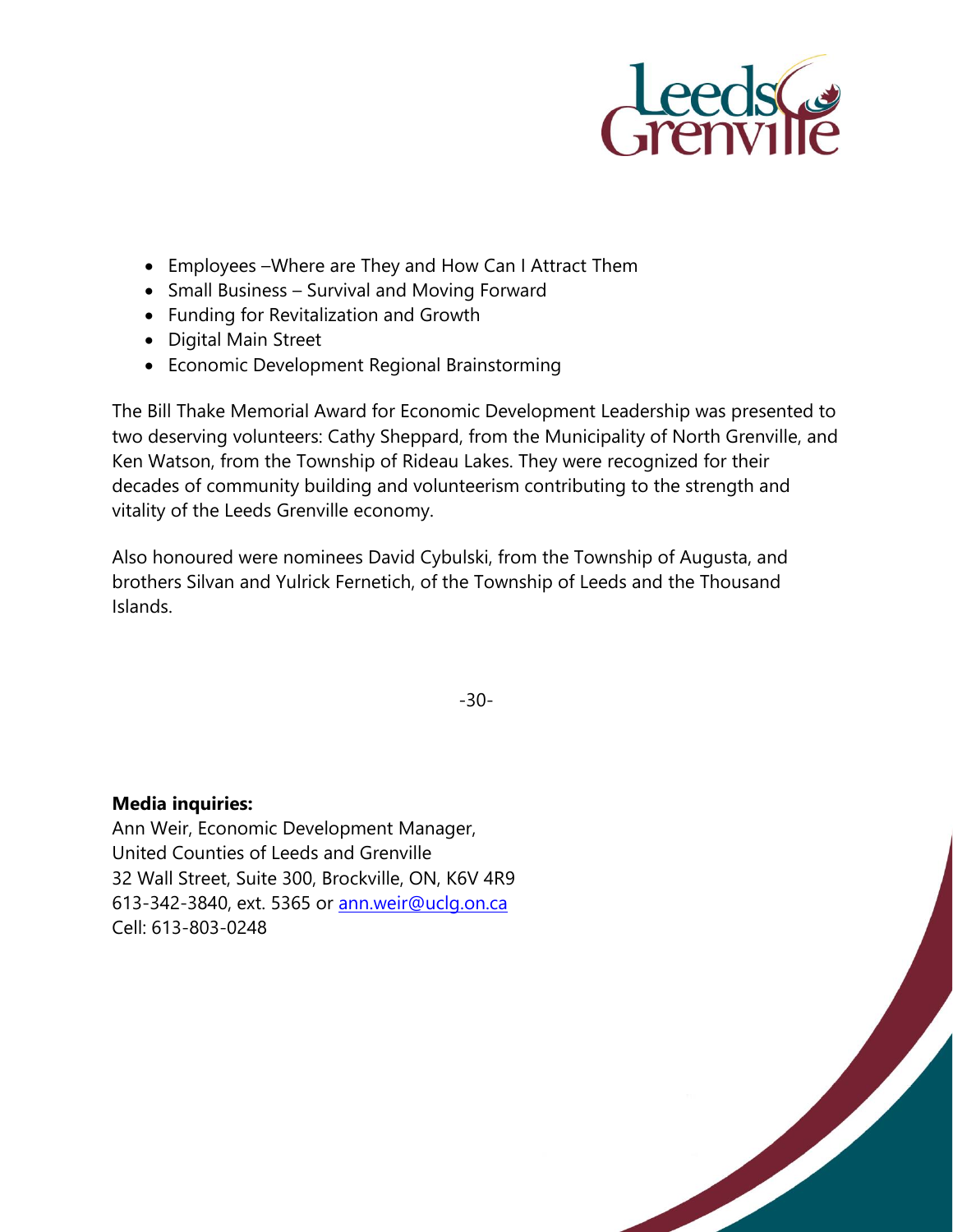- Employees –Where are They and How Can I Attract Them
- Small Business – Survival and Moving Forward
- Funding for Revitalization and Growth
- Digital Main Street
- Economic Development Regional Brainstorming

The Bill Thake Memorial Award for Economic Development Leadership was presented to two deserving volunteers: Cathy Sheppard, from the Municipality of North Grenville, and Ken Watson, from the Township of Rideau Lakes. They were recognized for their decades of community building and volunteerism contributing to the strength and vitality of the Leeds Grenville economy.

Also honoured were nominees David Cybulski, from the Township of Augusta, and brothers Silvan and Yulrick Fernetich, of the Township of Leeds and the Thousand Islands.

-30-

**Media inquiries:**
Ann Weir, Economic Development Manager,
United Counties of Leeds and Grenville
32 Wall Street, Suite 300, Brockville, ON, K6V 4R9
613-342-3840, ext. 5365 or ann.weir@uclg.on.ca
Cell: 613-803-0248